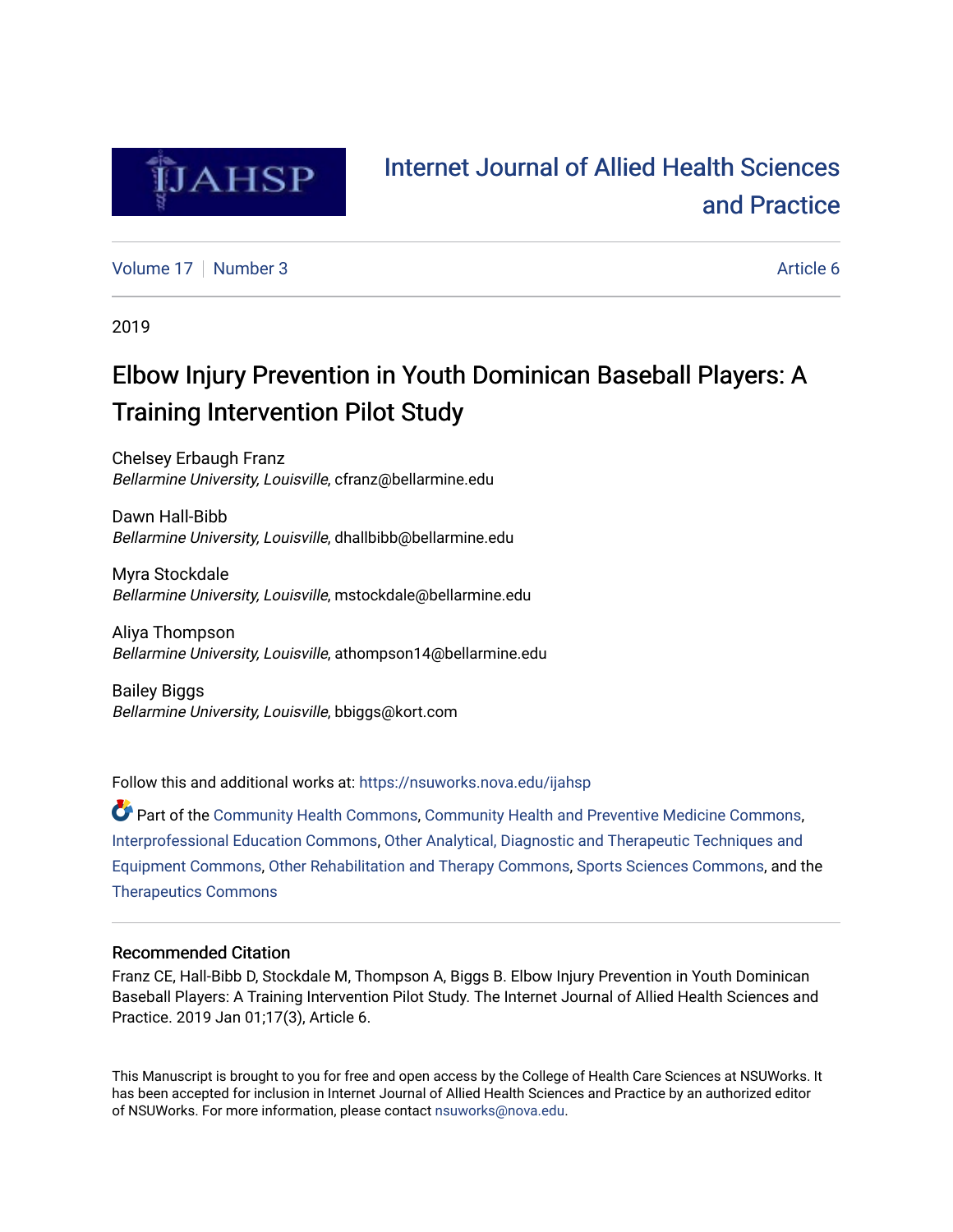# Internet Journal of Allied Health Sciences and Practice

Volume 17 | Number 3 | Article 6

2019

## Elbow Injury Prevention in Youth Dominican Baseball Players: A Training Intervention Pilot Study

Chelsey Erbaugh Franz
*Bellarmine University, Louisville*, cfranz@bellarmine.edu

Dawn Hall-Bibb
*Bellarmine University, Louisville*, dhallbibb@bellarmine.edu

Myra Stockdale
*Bellarmine University, Louisville*, mstockdale@bellarmine.edu

Aliya Thompson
*Bellarmine University, Louisville*, athompson14@bellarmine.edu

Bailey Biggs
*Bellarmine University, Louisville*, bbiggs@kort.com

Follow this and additional works at: https://nsuworks.nova.edu/ijahsp

Part of the Community Health Commons, Community Health and Preventive Medicine Commons, Interprofessional Education Commons, Other Analytical, Diagnostic and Therapeutic Techniques and Equipment Commons, Other Rehabilitation and Therapy Commons, Sports Sciences Commons, and the Therapeutics Commons

### Recommended Citation

Franz CE, Hall-Bibb D, Stockdale M, Thompson A, Biggs B. Elbow Injury Prevention in Youth Dominican Baseball Players: A Training Intervention Pilot Study. The Internet Journal of Allied Health Sciences and Practice. 2019 Jan 01;17(3), Article 6.

This Manuscript is brought to you for free and open access by the College of Health Care Sciences at NSUWorks. It has been accepted for inclusion in Internet Journal of Allied Health Sciences and Practice by an authorized editor of NSUWorks. For more information, please contact nsuworks@nova.edu.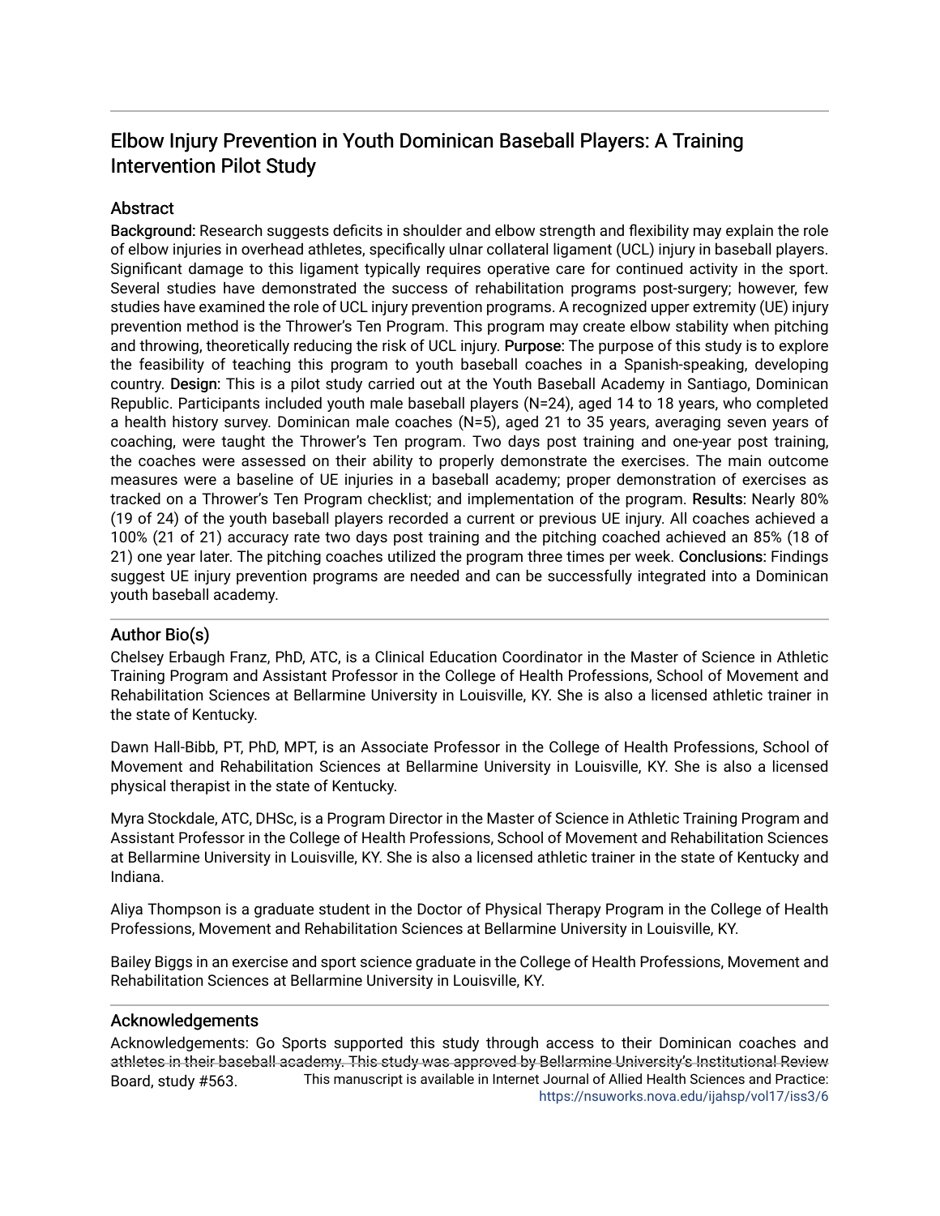# Elbow Injury Prevention in Youth Dominican Baseball Players: A Training Intervention Pilot Study

## Abstract

**Background:** Research suggests deficits in shoulder and elbow strength and flexibility may explain the role of elbow injuries in overhead athletes, specifically ulnar collateral ligament (UCL) injury in baseball players. Significant damage to this ligament typically requires operative care for continued activity in the sport. Several studies have demonstrated the success of rehabilitation programs post-surgery; however, few studies have examined the role of UCL injury prevention programs. A recognized upper extremity (UE) injury prevention method is the Thrower's Ten Program. This program may create elbow stability when pitching and throwing, theoretically reducing the risk of UCL injury. **Purpose:** The purpose of this study is to explore the feasibility of teaching this program to youth baseball coaches in a Spanish-speaking, developing country. **Design:** This is a pilot study carried out at the Youth Baseball Academy in Santiago, Dominican Republic. Participants included youth male baseball players (N=24), aged 14 to 18 years, who completed a health history survey. Dominican male coaches (N=5), aged 21 to 35 years, averaging seven years of coaching, were taught the Thrower's Ten program. Two days post training and one-year post training, the coaches were assessed on their ability to properly demonstrate the exercises. The main outcome measures were a baseline of UE injuries in a baseball academy; proper demonstration of exercises as tracked on a Thrower's Ten Program checklist; and implementation of the program. **Results:** Nearly 80% (19 of 24) of the youth baseball players recorded a current or previous UE injury. All coaches achieved a 100% (21 of 21) accuracy rate two days post training and the pitching coached achieved an 85% (18 of 21) one year later. The pitching coaches utilized the program three times per week. **Conclusions:** Findings suggest UE injury prevention programs are needed and can be successfully integrated into a Dominican youth baseball academy.

## Author Bio(s)

Chelsey Erbaugh Franz, PhD, ATC, is a Clinical Education Coordinator in the Master of Science in Athletic Training Program and Assistant Professor in the College of Health Professions, School of Movement and Rehabilitation Sciences at Bellarmine University in Louisville, KY. She is also a licensed athletic trainer in the state of Kentucky.

Dawn Hall-Bibb, PT, PhD, MPT, is an Associate Professor in the College of Health Professions, School of Movement and Rehabilitation Sciences at Bellarmine University in Louisville, KY. She is also a licensed physical therapist in the state of Kentucky.

Myra Stockdale, ATC, DHSc, is a Program Director in the Master of Science in Athletic Training Program and Assistant Professor in the College of Health Professions, School of Movement and Rehabilitation Sciences at Bellarmine University in Louisville, KY. She is also a licensed athletic trainer in the state of Kentucky and Indiana.

Aliya Thompson is a graduate student in the Doctor of Physical Therapy Program in the College of Health Professions, Movement and Rehabilitation Sciences at Bellarmine University in Louisville, KY.

Bailey Biggs in an exercise and sport science graduate in the College of Health Professions, Movement and Rehabilitation Sciences at Bellarmine University in Louisville, KY.

## Acknowledgements

Acknowledgements: Go Sports supported this study through access to their Dominican coaches and athletes in their baseball academy. This study was approved by Bellarmine University's Institutional Review Board, study #563.

This manuscript is available in Internet Journal of Allied Health Sciences and Practice: https://nsuworks.nova.edu/ijahsp/vol17/iss3/6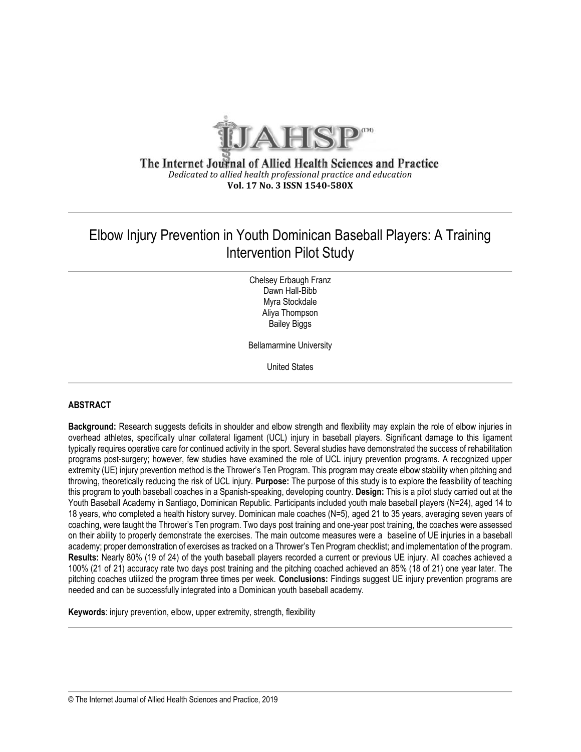# Elbow Injury Prevention in Youth Dominican Baseball Players: A Training Intervention Pilot Study

Chelsey Erbaugh Franz
Dawn Hall-Bibb
Myra Stockdale
Aliya Thompson
Bailey Biggs

Bellamarmine University

United States

## ABSTRACT

**Background:** Research suggests deficits in shoulder and elbow strength and flexibility may explain the role of elbow injuries in overhead athletes, specifically ulnar collateral ligament (UCL) injury in baseball players. Significant damage to this ligament typically requires operative care for continued activity in the sport. Several studies have demonstrated the success of rehabilitation programs post-surgery; however, few studies have examined the role of UCL injury prevention programs. A recognized upper extremity (UE) injury prevention method is the Thrower's Ten Program. This program may create elbow stability when pitching and throwing, theoretically reducing the risk of UCL injury. **Purpose:** The purpose of this study is to explore the feasibility of teaching this program to youth baseball coaches in a Spanish-speaking, developing country. **Design:** This is a pilot study carried out at the Youth Baseball Academy in Santiago, Dominican Republic. Participants included youth male baseball players (N=24), aged 14 to 18 years, who completed a health history survey. Dominican male coaches (N=5), aged 21 to 35 years, averaging seven years of coaching, were taught the Thrower's Ten program. Two days post training and one-year post training, the coaches were assessed on their ability to properly demonstrate the exercises. The main outcome measures were a baseline of UE injuries in a baseball academy; proper demonstration of exercises as tracked on a Thrower's Ten Program checklist; and implementation of the program. **Results:** Nearly 80% (19 of 24) of the youth baseball players recorded a current or previous UE injury. All coaches achieved a 100% (21 of 21) accuracy rate two days post training and the pitching coached achieved an 85% (18 of 21) one year later. The pitching coaches utilized the program three times per week. **Conclusions:** Findings suggest UE injury prevention programs are needed and can be successfully integrated into a Dominican youth baseball academy.

**Keywords**: injury prevention, elbow, upper extremity, strength, flexibility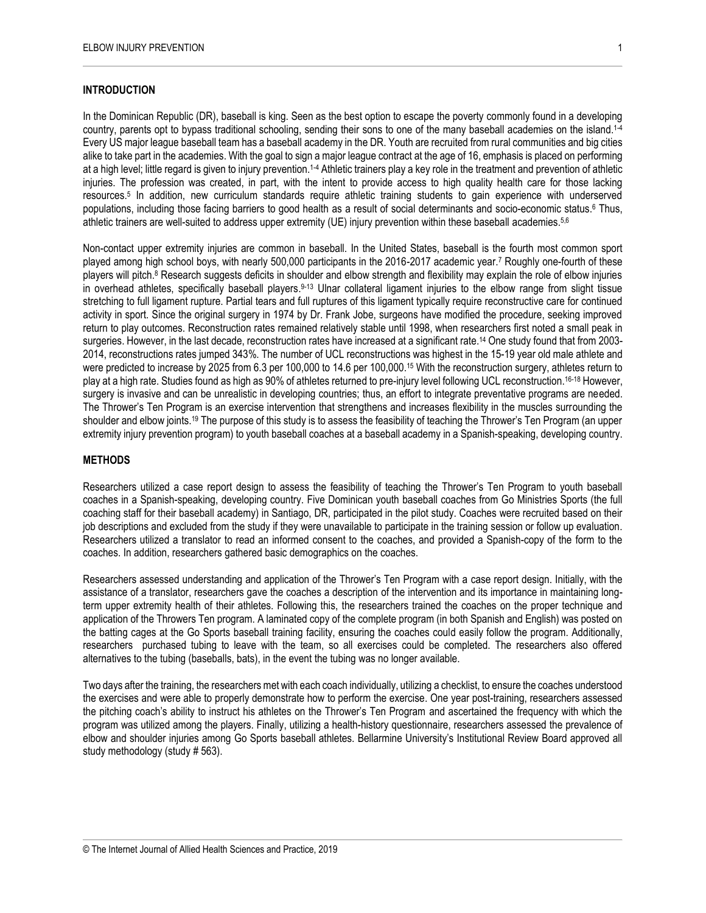## INTRODUCTION

In the Dominican Republic (DR), baseball is king. Seen as the best option to escape the poverty commonly found in a developing country, parents opt to bypass traditional schooling, sending their sons to one of the many baseball academies on the island.[1-4] Every US major league baseball team has a baseball academy in the DR. Youth are recruited from rural communities and big cities alike to take part in the academies. With the goal to sign a major league contract at the age of 16, emphasis is placed on performing at a high level; little regard is given to injury prevention.[1-4] Athletic trainers play a key role in the treatment and prevention of athletic injuries. The profession was created, in part, with the intent to provide access to high quality health care for those lacking resources.[5] In addition, new curriculum standards require athletic training students to gain experience with underserved populations, including those facing barriers to good health as a result of social determinants and socio-economic status.[6] Thus, athletic trainers are well-suited to address upper extremity (UE) injury prevention within these baseball academies.[5,6]

Non-contact upper extremity injuries are common in baseball. In the United States, baseball is the fourth most common sport played among high school boys, with nearly 500,000 participants in the 2016-2017 academic year.[7] Roughly one-fourth of these players will pitch.[8] Research suggests deficits in shoulder and elbow strength and flexibility may explain the role of elbow injuries in overhead athletes, specifically baseball players.[9-13] Ulnar collateral ligament injuries to the elbow range from slight tissue stretching to full ligament rupture. Partial tears and full ruptures of this ligament typically require reconstructive care for continued activity in sport. Since the original surgery in 1974 by Dr. Frank Jobe, surgeons have modified the procedure, seeking improved return to play outcomes. Reconstruction rates remained relatively stable until 1998, when researchers first noted a small peak in surgeries. However, in the last decade, reconstruction rates have increased at a significant rate.[14] One study found that from 2003-2014, reconstructions rates jumped 343%. The number of UCL reconstructions was highest in the 15-19 year old male athlete and were predicted to increase by 2025 from 6.3 per 100,000 to 14.6 per 100,000.[15] With the reconstruction surgery, athletes return to play at a high rate. Studies found as high as 90% of athletes returned to pre-injury level following UCL reconstruction.[16-18] However, surgery is invasive and can be unrealistic in developing countries; thus, an effort to integrate preventative programs are needed. The Thrower's Ten Program is an exercise intervention that strengthens and increases flexibility in the muscles surrounding the shoulder and elbow joints.[19] The purpose of this study is to assess the feasibility of teaching the Thrower's Ten Program (an upper extremity injury prevention program) to youth baseball coaches at a baseball academy in a Spanish-speaking, developing country.

## METHODS

Researchers utilized a case report design to assess the feasibility of teaching the Thrower's Ten Program to youth baseball coaches in a Spanish-speaking, developing country. Five Dominican youth baseball coaches from Go Ministries Sports (the full coaching staff for their baseball academy) in Santiago, DR, participated in the pilot study. Coaches were recruited based on their job descriptions and excluded from the study if they were unavailable to participate in the training session or follow up evaluation. Researchers utilized a translator to read an informed consent to the coaches, and provided a Spanish-copy of the form to the coaches. In addition, researchers gathered basic demographics on the coaches.

Researchers assessed understanding and application of the Thrower's Ten Program with a case report design. Initially, with the assistance of a translator, researchers gave the coaches a description of the intervention and its importance in maintaining long-term upper extremity health of their athletes. Following this, the researchers trained the coaches on the proper technique and application of the Throwers Ten program. A laminated copy of the complete program (in both Spanish and English) was posted on the batting cages at the Go Sports baseball training facility, ensuring the coaches could easily follow the program. Additionally, researchers purchased tubing to leave with the team, so all exercises could be completed. The researchers also offered alternatives to the tubing (baseballs, bats), in the event the tubing was no longer available.

Two days after the training, the researchers met with each coach individually, utilizing a checklist, to ensure the coaches understood the exercises and were able to properly demonstrate how to perform the exercise. One year post-training, researchers assessed the pitching coach's ability to instruct his athletes on the Thrower's Ten Program and ascertained the frequency with which the program was utilized among the players. Finally, utilizing a health-history questionnaire, researchers assessed the prevalence of elbow and shoulder injuries among Go Sports baseball athletes. Bellarmine University's Institutional Review Board approved all study methodology (study # 563).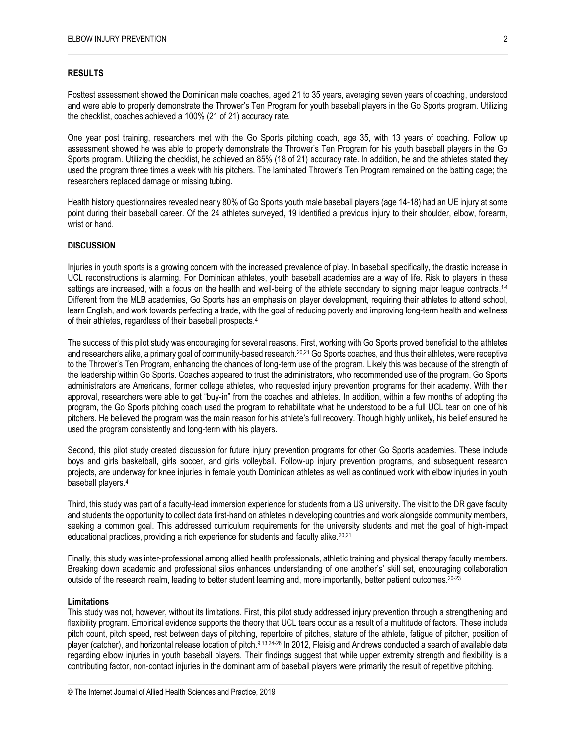## RESULTS

Posttest assessment showed the Dominican male coaches, aged 21 to 35 years, averaging seven years of coaching, understood and were able to properly demonstrate the Thrower's Ten Program for youth baseball players in the Go Sports program. Utilizing the checklist, coaches achieved a 100% (21 of 21) accuracy rate.

One year post training, researchers met with the Go Sports pitching coach, age 35, with 13 years of coaching. Follow up assessment showed he was able to properly demonstrate the Thrower's Ten Program for his youth baseball players in the Go Sports program. Utilizing the checklist, he achieved an 85% (18 of 21) accuracy rate. In addition, he and the athletes stated they used the program three times a week with his pitchers. The laminated Thrower's Ten Program remained on the batting cage; the researchers replaced damage or missing tubing.

Health history questionnaires revealed nearly 80% of Go Sports youth male baseball players (age 14-18) had an UE injury at some point during their baseball career. Of the 24 athletes surveyed, 19 identified a previous injury to their shoulder, elbow, forearm, wrist or hand.

## DISCUSSION

Injuries in youth sports is a growing concern with the increased prevalence of play. In baseball specifically, the drastic increase in UCL reconstructions is alarming. For Dominican athletes, youth baseball academies are a way of life. Risk to players in these settings are increased, with a focus on the health and well-being of the athlete secondary to signing major league contracts.[1-4] Different from the MLB academies, Go Sports has an emphasis on player development, requiring their athletes to attend school, learn English, and work towards perfecting a trade, with the goal of reducing poverty and improving long-term health and wellness of their athletes, regardless of their baseball prospects.[4]

The success of this pilot study was encouraging for several reasons. First, working with Go Sports proved beneficial to the athletes and researchers alike, a primary goal of community-based research.[20,21] Go Sports coaches, and thus their athletes, were receptive to the Thrower's Ten Program, enhancing the chances of long-term use of the program. Likely this was because of the strength of the leadership within Go Sports. Coaches appeared to trust the administrators, who recommended use of the program. Go Sports administrators are Americans, former college athletes, who requested injury prevention programs for their academy. With their approval, researchers were able to get "buy-in" from the coaches and athletes. In addition, within a few months of adopting the program, the Go Sports pitching coach used the program to rehabilitate what he understood to be a full UCL tear on one of his pitchers. He believed the program was the main reason for his athlete's full recovery. Though highly unlikely, his belief ensured he used the program consistently and long-term with his players.

Second, this pilot study created discussion for future injury prevention programs for other Go Sports academies. These include boys and girls basketball, girls soccer, and girls volleyball. Follow-up injury prevention programs, and subsequent research projects, are underway for knee injuries in female youth Dominican athletes as well as continued work with elbow injuries in youth baseball players.[4]

Third, this study was part of a faculty-lead immersion experience for students from a US university. The visit to the DR gave faculty and students the opportunity to collect data first-hand on athletes in developing countries and work alongside community members, seeking a common goal. This addressed curriculum requirements for the university students and met the goal of high-impact educational practices, providing a rich experience for students and faculty alike.[20,21]

Finally, this study was inter-professional among allied health professionals, athletic training and physical therapy faculty members. Breaking down academic and professional silos enhances understanding of one another's' skill set, encouraging collaboration outside of the research realm, leading to better student learning and, more importantly, better patient outcomes.[20-23]

### Limitations

This study was not, however, without its limitations. First, this pilot study addressed injury prevention through a strengthening and flexibility program. Empirical evidence supports the theory that UCL tears occur as a result of a multitude of factors. These include pitch count, pitch speed, rest between days of pitching, repertoire of pitches, stature of the athlete, fatigue of pitcher, position of player (catcher), and horizontal release location of pitch.[9,13,24-26] In 2012, Fleisig and Andrews conducted a search of available data regarding elbow injuries in youth baseball players. Their findings suggest that while upper extremity strength and flexibility is a contributing factor, non-contact injuries in the dominant arm of baseball players were primarily the result of repetitive pitching.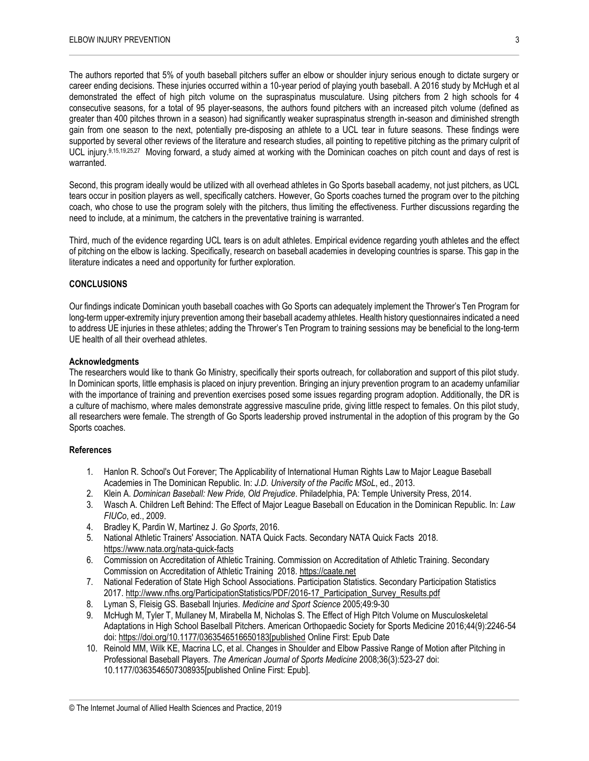The authors reported that 5% of youth baseball pitchers suffer an elbow or shoulder injury serious enough to dictate surgery or career ending decisions. These injuries occurred within a 10-year period of playing youth baseball. A 2016 study by McHugh et al demonstrated the effect of high pitch volume on the supraspinatus musculature. Using pitchers from 2 high schools for 4 consecutive seasons, for a total of 95 player-seasons, the authors found pitchers with an increased pitch volume (defined as greater than 400 pitches thrown in a season) had significantly weaker supraspinatus strength in-season and diminished strength gain from one season to the next, potentially pre-disposing an athlete to a UCL tear in future seasons. These findings were supported by several other reviews of the literature and research studies, all pointing to repetitive pitching as the primary culprit of UCL injury.[9,15,19,25,27] Moving forward, a study aimed at working with the Dominican coaches on pitch count and days of rest is warranted.

Second, this program ideally would be utilized with all overhead athletes in Go Sports baseball academy, not just pitchers, as UCL tears occur in position players as well, specifically catchers. However, Go Sports coaches turned the program over to the pitching coach, who chose to use the program solely with the pitchers, thus limiting the effectiveness. Further discussions regarding the need to include, at a minimum, the catchers in the preventative training is warranted.

Third, much of the evidence regarding UCL tears is on adult athletes. Empirical evidence regarding youth athletes and the effect of pitching on the elbow is lacking. Specifically, research on baseball academies in developing countries is sparse. This gap in the literature indicates a need and opportunity for further exploration.

## CONCLUSIONS

Our findings indicate Dominican youth baseball coaches with Go Sports can adequately implement the Thrower's Ten Program for long-term upper-extremity injury prevention among their baseball academy athletes. Health history questionnaires indicated a need to address UE injuries in these athletes; adding the Thrower's Ten Program to training sessions may be beneficial to the long-term UE health of all their overhead athletes.

### Acknowledgments

The researchers would like to thank Go Ministry, specifically their sports outreach, for collaboration and support of this pilot study. In Dominican sports, little emphasis is placed on injury prevention. Bringing an injury prevention program to an academy unfamiliar with the importance of training and prevention exercises posed some issues regarding program adoption. Additionally, the DR is a culture of machismo, where males demonstrate aggressive masculine pride, giving little respect to females. On this pilot study, all researchers were female. The strength of Go Sports leadership proved instrumental in the adoption of this program by the Go Sports coaches.

### References

1. Hanlon R. School's Out Forever; The Applicability of International Human Rights Law to Major League Baseball Academies in The Dominican Republic. In: *J.D. University of the Pacific MSoL*, ed., 2013.
2. Klein A. *Dominican Baseball: New Pride, Old Prejudice*. Philadelphia, PA: Temple University Press, 2014.
3. Wasch A. Children Left Behind: The Effect of Major League Baseball on Education in the Dominican Republic. In: *Law FIUCo*, ed., 2009.
4. Bradley K, Pardin W, Martinez J. *Go Sports*, 2016.
5. National Athletic Trainers' Association. NATA Quick Facts. Secondary NATA Quick Facts 2018. https://www.nata.org/nata-quick-facts
6. Commission on Accreditation of Athletic Training. Commission on Accreditation of Athletic Training. Secondary Commission on Accreditation of Athletic Training 2018. https://caate.net
7. National Federation of State High School Associations. Participation Statistics. Secondary Participation Statistics 2017. http://www.nfhs.org/ParticipationStatistics/PDF/2016-17_Participation_Survey_Results.pdf
8. Lyman S, Fleisig GS. Baseball Injuries. *Medicine and Sport Science* 2005;49:9-30
9. McHugh M, Tyler T, Mullaney M, Mirabella M, Nicholas S. The Effect of High Pitch Volume on Musculoskeletal Adaptations in High School Baselball Pitchers. American Orthopaedic Society for Sports Medicine 2016;44(9):2246-54 doi: https://doi.org/10.1177/0363546516650183[published Online First: Epub Date
10. Reinold MM, Wilk KE, Macrina LC, et al. Changes in Shoulder and Elbow Passive Range of Motion after Pitching in Professional Baseball Players. *The American Journal of Sports Medicine* 2008;36(3):523-27 doi: 10.1177/0363546507308935[published Online First: Epub].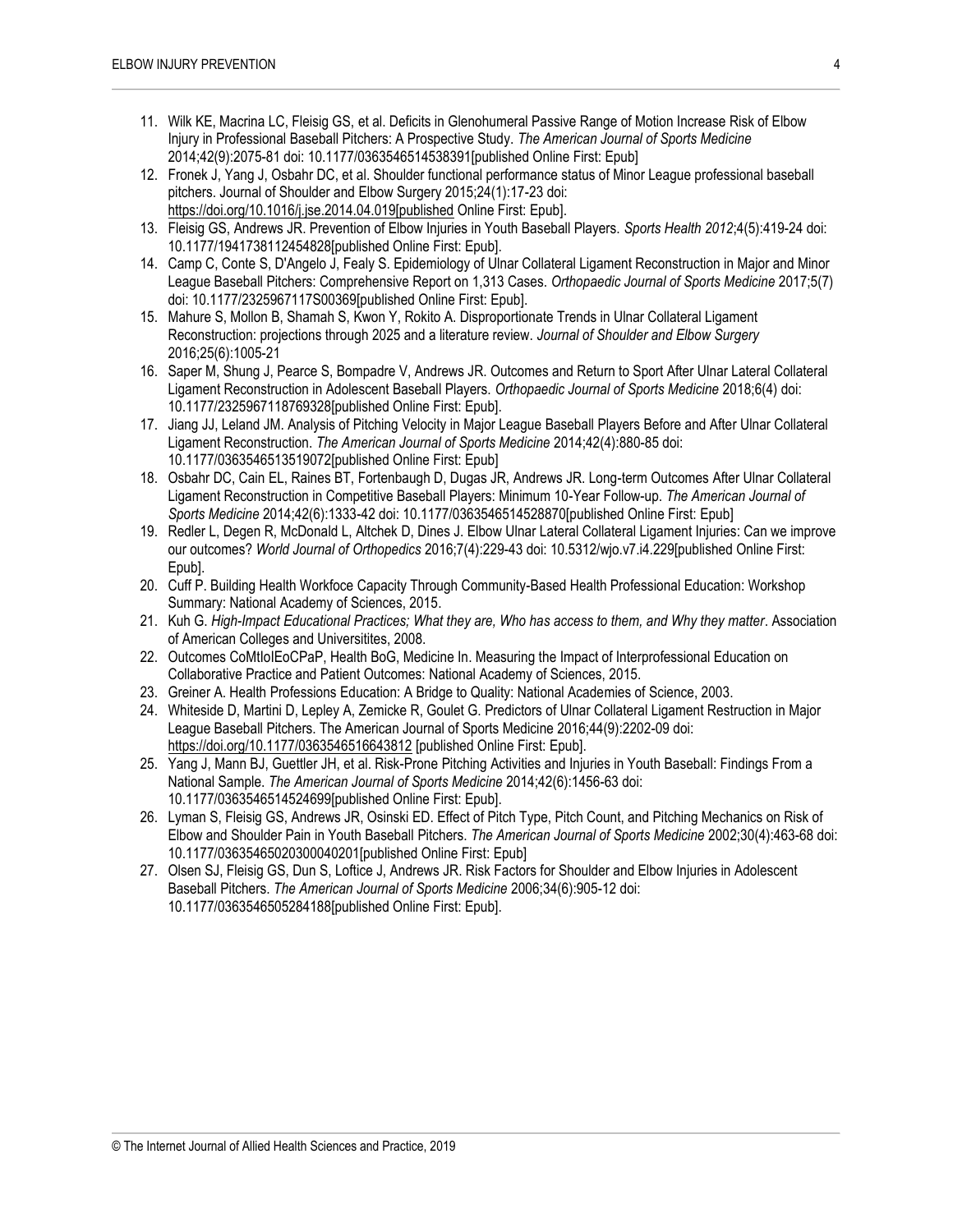11. Wilk KE, Macrina LC, Fleisig GS, et al. Deficits in Glenohumeral Passive Range of Motion Increase Risk of Elbow Injury in Professional Baseball Pitchers: A Prospective Study. *The American Journal of Sports Medicine* 2014;42(9):2075-81 doi: 10.1177/0363546514538391[published Online First: Epub]
12. Fronek J, Yang J, Osbahr DC, et al. Shoulder functional performance status of Minor League professional baseball pitchers. Journal of Shoulder and Elbow Surgery 2015;24(1):17-23 doi: https://doi.org/10.1016/j.jse.2014.04.019[published Online First: Epub].
13. Fleisig GS, Andrews JR. Prevention of Elbow Injuries in Youth Baseball Players. *Sports Health 2012*;4(5):419-24 doi: 10.1177/1941738112454828[published Online First: Epub].
14. Camp C, Conte S, D'Angelo J, Fealy S. Epidemiology of Ulnar Collateral Ligament Reconstruction in Major and Minor League Baseball Pitchers: Comprehensive Report on 1,313 Cases. *Orthopaedic Journal of Sports Medicine* 2017;5(7) doi: 10.1177/2325967117S00369[published Online First: Epub].
15. Mahure S, Mollon B, Shamah S, Kwon Y, Rokito A. Disproportionate Trends in Ulnar Collateral Ligament Reconstruction: projections through 2025 and a literature review. *Journal of Shoulder and Elbow Surgery* 2016;25(6):1005-21
16. Saper M, Shung J, Pearce S, Bompadre V, Andrews JR. Outcomes and Return to Sport After Ulnar Lateral Collateral Ligament Reconstruction in Adolescent Baseball Players. *Orthopaedic Journal of Sports Medicine* 2018;6(4) doi: 10.1177/2325967118769328[published Online First: Epub].
17. Jiang JJ, Leland JM. Analysis of Pitching Velocity in Major League Baseball Players Before and After Ulnar Collateral Ligament Reconstruction. *The American Journal of Sports Medicine* 2014;42(4):880-85 doi: 10.1177/0363546513519072[published Online First: Epub]
18. Osbahr DC, Cain EL, Raines BT, Fortenbaugh D, Dugas JR, Andrews JR. Long-term Outcomes After Ulnar Collateral Ligament Reconstruction in Competitive Baseball Players: Minimum 10-Year Follow-up. *The American Journal of Sports Medicine* 2014;42(6):1333-42 doi: 10.1177/0363546514528870[published Online First: Epub]
19. Redler L, Degen R, McDonald L, Altchek D, Dines J. Elbow Ulnar Lateral Collateral Ligament Injuries: Can we improve our outcomes? *World Journal of Orthopedics* 2016;7(4):229-43 doi: 10.5312/wjo.v7.i4.229[published Online First: Epub].
20. Cuff P. Building Health Workfoce Capacity Through Community-Based Health Professional Education: Workshop Summary: National Academy of Sciences, 2015.
21. Kuh G. *High-Impact Educational Practices; What they are, Who has access to them, and Why they matter*. Association of American Colleges and Universitites, 2008.
22. Outcomes CoMtIoIEoCPaP, Health BoG, Medicine In. Measuring the Impact of Interprofessional Education on Collaborative Practice and Patient Outcomes: National Academy of Sciences, 2015.
23. Greiner A. Health Professions Education: A Bridge to Quality: National Academies of Science, 2003.
24. Whiteside D, Martini D, Lepley A, Zemicke R, Goulet G. Predictors of Ulnar Collateral Ligament Restruction in Major League Baseball Pitchers. The American Journal of Sports Medicine 2016;44(9):2202-09 doi: https://doi.org/10.1177/0363546516643812 [published Online First: Epub].
25. Yang J, Mann BJ, Guettler JH, et al. Risk-Prone Pitching Activities and Injuries in Youth Baseball: Findings From a National Sample. *The American Journal of Sports Medicine* 2014;42(6):1456-63 doi: 10.1177/0363546514524699[published Online First: Epub].
26. Lyman S, Fleisig GS, Andrews JR, Osinski ED. Effect of Pitch Type, Pitch Count, and Pitching Mechanics on Risk of Elbow and Shoulder Pain in Youth Baseball Pitchers. *The American Journal of Sports Medicine* 2002;30(4):463-68 doi: 10.1177/03635465020300040201[published Online First: Epub]
27. Olsen SJ, Fleisig GS, Dun S, Loftice J, Andrews JR. Risk Factors for Shoulder and Elbow Injuries in Adolescent Baseball Pitchers. *The American Journal of Sports Medicine* 2006;34(6):905-12 doi: 10.1177/0363546505284188[published Online First: Epub].